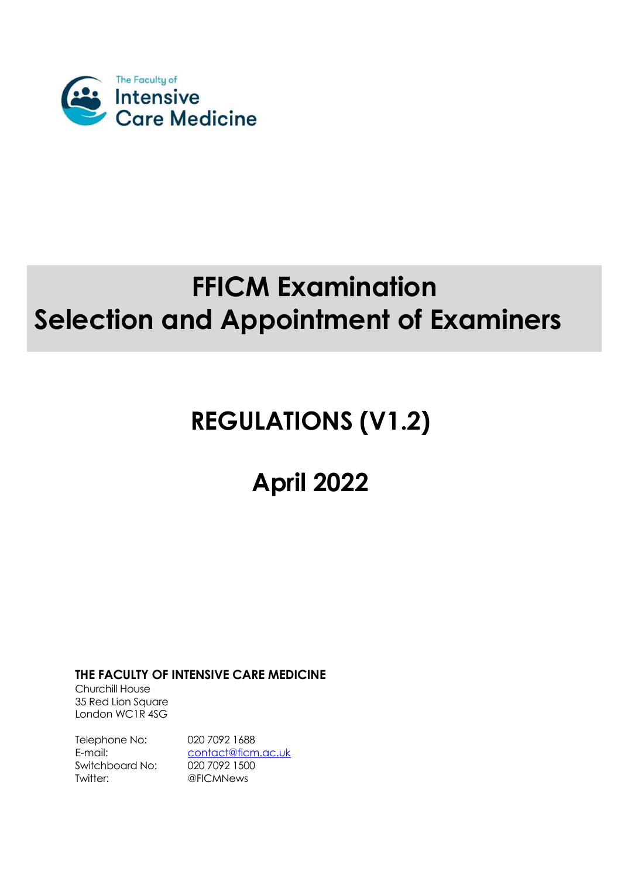The Faculty of Intensive Care Medicine

# FFICM Examination Selection and Appointment of Examiners

## REGULATIONS (V1.2)

## April 2022

**THE FACULTY OF INTENSIVE CARE MEDICINE**
Churchill House
35 Red Lion Square
London WC1R 4SG

| | |
|---|---|
| Telephone No: | 020 7092 1688 |
| E-mail: | contact@ficm.ac.uk |
| Switchboard No: | 020 7092 1500 |
| Twitter: | @FICMNews |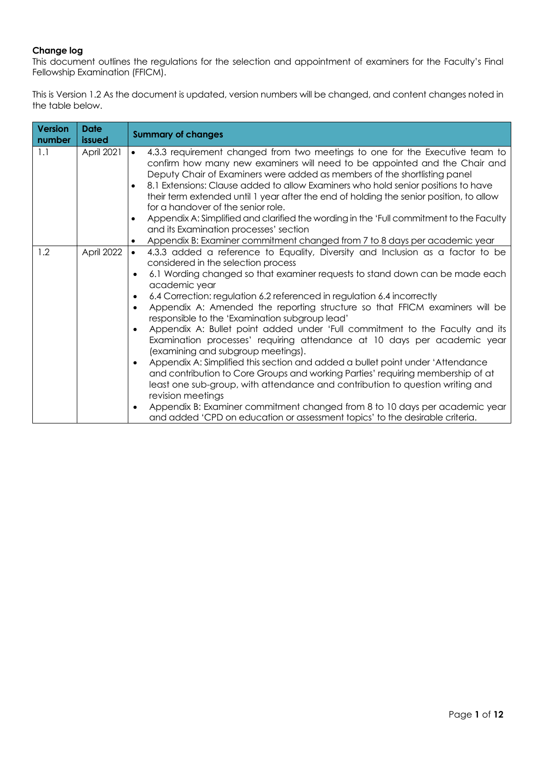**Change log**

This document outlines the regulations for the selection and appointment of examiners for the Faculty's Final Fellowship Examination (FFICM).

This is Version 1.2 As the document is updated, version numbers will be changed, and content changes noted in the table below.

| Version number | Date issued | Summary of changes |
|---|---|---|
| 1.1 | April 2021 | • 4.3.3 requirement changed from two meetings to one for the Executive team to confirm how many new examiners will need to be appointed and the Chair and Deputy Chair of Examiners were added as members of the shortlisting panel<br>• 8.1 Extensions: Clause added to allow Examiners who hold senior positions to have their term extended until 1 year after the end of holding the senior position, to allow for a handover of the senior role.<br>• Appendix A: Simplified and clarified the wording in the 'Full commitment to the Faculty and its Examination processes' section<br>• Appendix B: Examiner commitment changed from 7 to 8 days per academic year |
| 1.2 | April 2022 | • 4.3.3 added a reference to Equality, Diversity and Inclusion as a factor to be considered in the selection process<br>• 6.1 Wording changed so that examiner requests to stand down can be made each academic year<br>• 6.4 Correction: regulation 6.2 referenced in regulation 6.4 incorrectly<br>• Appendix A: Amended the reporting structure so that FFICM examiners will be responsible to the 'Examination subgroup lead'<br>• Appendix A: Bullet point added under 'Full commitment to the Faculty and its Examination processes' requiring attendance at 10 days per academic year (examining and subgroup meetings).<br>• Appendix A: Simplified this section and added a bullet point under 'Attendance and contribution to Core Groups and working Parties' requiring membership of at least one sub-group, with attendance and contribution to question writing and revision meetings<br>• Appendix B: Examiner commitment changed from 8 to 10 days per academic year and added 'CPD on education or assessment topics' to the desirable criteria. |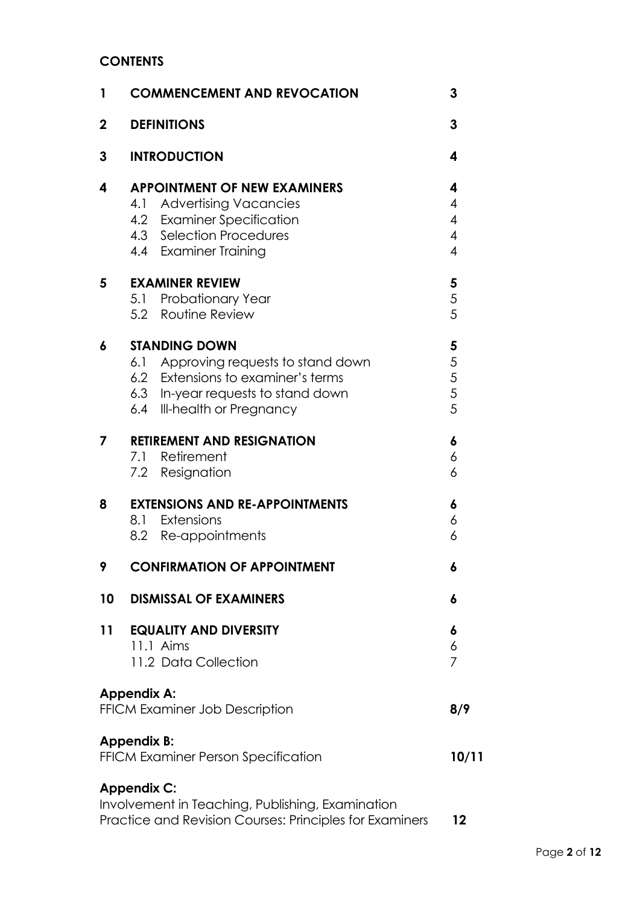## CONTENTS

| | | |
|---|---|---|
| **1** | **COMMENCEMENT AND REVOCATION** | **3** |
| **2** | **DEFINITIONS** | **3** |
| **3** | **INTRODUCTION** | **4** |
| **4** | **APPOINTMENT OF NEW EXAMINERS** | **4** |
| | 4.1 Advertising Vacancies | 4 |
| | 4.2 Examiner Specification | 4 |
| | 4.3 Selection Procedures | 4 |
| | 4.4 Examiner Training | 4 |
| **5** | **EXAMINER REVIEW** | **5** |
| | 5.1 Probationary Year | 5 |
| | 5.2 Routine Review | 5 |
| **6** | **STANDING DOWN** | **5** |
| | 6.1 Approving requests to stand down | 5 |
| | 6.2 Extensions to examiner's terms | 5 |
| | 6.3 In-year requests to stand down | 5 |
| | 6.4 Ill-health or Pregnancy | 5 |
| **7** | **RETIREMENT AND RESIGNATION** | **6** |
| | 7.1 Retirement | 6 |
| | 7.2 Resignation | 6 |
| **8** | **EXTENSIONS AND RE-APPOINTMENTS** | **6** |
| | 8.1 Extensions | 6 |
| | 8.2 Re-appointments | 6 |
| **9** | **CONFIRMATION OF APPOINTMENT** | **6** |
| **10** | **DISMISSAL OF EXAMINERS** | **6** |
| **11** | **EQUALITY AND DIVERSITY** | **6** |
| | 11.1 Aims | 6 |
| | 11.2 Data Collection | 7 |

**Appendix A:**
FFICM Examiner Job Description **8/9**

**Appendix B:**
FFICM Examiner Person Specification **10/11**

**Appendix C:**
Involvement in Teaching, Publishing, Examination Practice and Revision Courses: Principles for Examiners **12**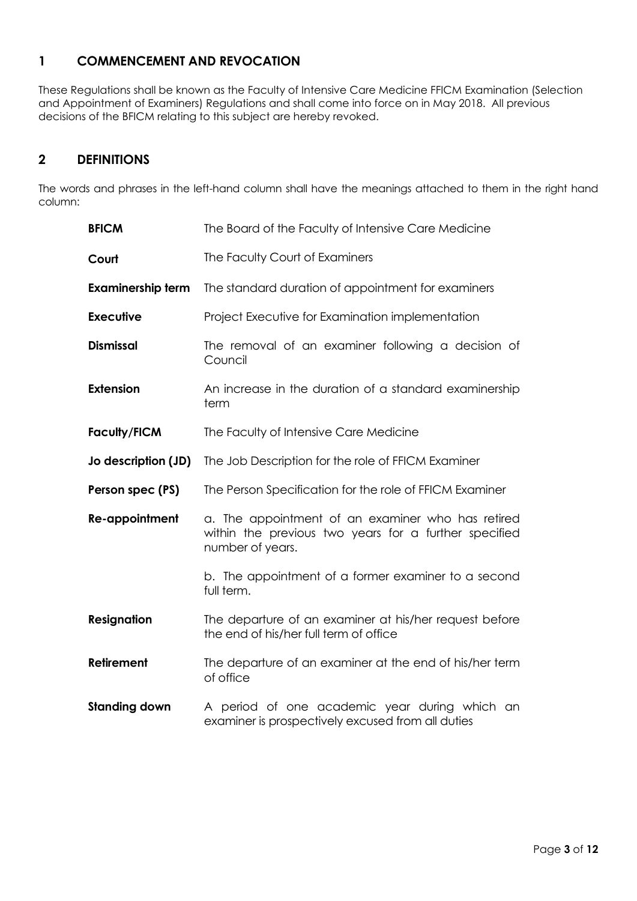## 1 COMMENCEMENT AND REVOCATION

These Regulations shall be known as the Faculty of Intensive Care Medicine FFICM Examination (Selection and Appointment of Examiners) Regulations and shall come into force on in May 2018. All previous decisions of the BFICM relating to this subject are hereby revoked.

## 2 DEFINITIONS

The words and phrases in the left-hand column shall have the meanings attached to them in the right hand column:

| | |
|---|---|
| **BFICM** | The Board of the Faculty of Intensive Care Medicine |
| **Court** | The Faculty Court of Examiners |
| **Examinership term** | The standard duration of appointment for examiners |
| **Executive** | Project Executive for Examination implementation |
| **Dismissal** | The removal of an examiner following a decision of Council |
| **Extension** | An increase in the duration of a standard examinership term |
| **Faculty/FICM** | The Faculty of Intensive Care Medicine |
| **Jo description (JD)** | The Job Description for the role of FFICM Examiner |
| **Person spec (PS)** | The Person Specification for the role of FFICM Examiner |
| **Re-appointment** | a. The appointment of an examiner who has retired within the previous two years for a further specified number of years.<br><br>b. The appointment of a former examiner to a second full term. |
| **Resignation** | The departure of an examiner at his/her request before the end of his/her full term of office |
| **Retirement** | The departure of an examiner at the end of his/her term of office |
| **Standing down** | A period of one academic year during which an examiner is prospectively excused from all duties |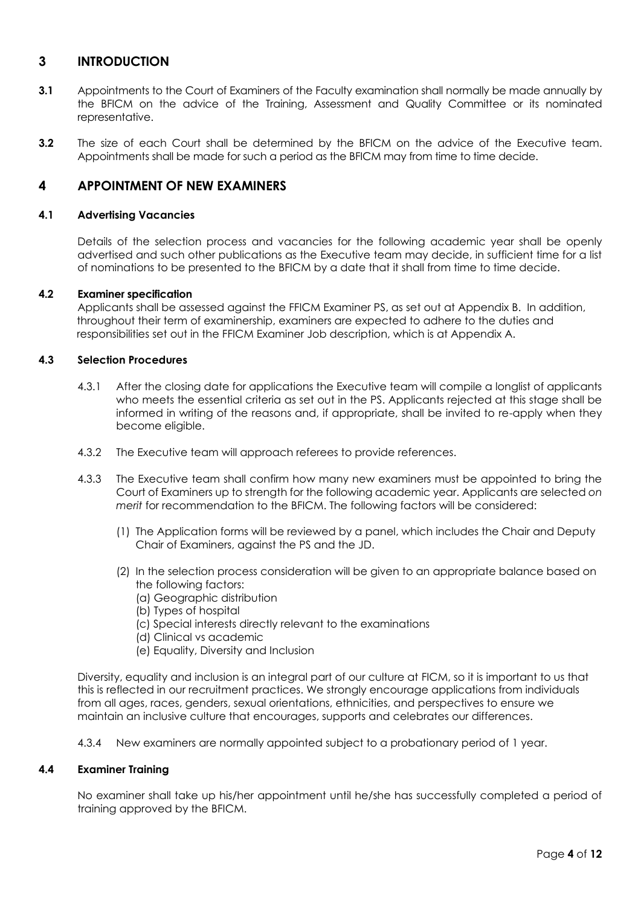## 3 INTRODUCTION

**3.1** Appointments to the Court of Examiners of the Faculty examination shall normally be made annually by the BFICM on the advice of the Training, Assessment and Quality Committee or its nominated representative.

**3.2** The size of each Court shall be determined by the BFICM on the advice of the Executive team. Appointments shall be made for such a period as the BFICM may from time to time decide.

## 4 APPOINTMENT OF NEW EXAMINERS

### 4.1 Advertising Vacancies

Details of the selection process and vacancies for the following academic year shall be openly advertised and such other publications as the Executive team may decide, in sufficient time for a list of nominations to be presented to the BFICM by a date that it shall from time to time decide.

### 4.2 Examiner specification

Applicants shall be assessed against the FFICM Examiner PS, as set out at Appendix B. In addition, throughout their term of examinership, examiners are expected to adhere to the duties and responsibilities set out in the FFICM Examiner Job description, which is at Appendix A.

### 4.3 Selection Procedures

4.3.1 After the closing date for applications the Executive team will compile a longlist of applicants who meets the essential criteria as set out in the PS. Applicants rejected at this stage shall be informed in writing of the reasons and, if appropriate, shall be invited to re-apply when they become eligible.

4.3.2 The Executive team will approach referees to provide references.

4.3.3 The Executive team shall confirm how many new examiners must be appointed to bring the Court of Examiners up to strength for the following academic year. Applicants are selected *on merit* for recommendation to the BFICM. The following factors will be considered:

(1) The Application forms will be reviewed by a panel, which includes the Chair and Deputy Chair of Examiners, against the PS and the JD.

(2) In the selection process consideration will be given to an appropriate balance based on the following factors:
(a) Geographic distribution
(b) Types of hospital
(c) Special interests directly relevant to the examinations
(d) Clinical vs academic
(e) Equality, Diversity and Inclusion

Diversity, equality and inclusion is an integral part of our culture at FICM, so it is important to us that this is reflected in our recruitment practices. We strongly encourage applications from individuals from all ages, races, genders, sexual orientations, ethnicities, and perspectives to ensure we maintain an inclusive culture that encourages, supports and celebrates our differences.

4.3.4 New examiners are normally appointed subject to a probationary period of 1 year.

### 4.4 Examiner Training

No examiner shall take up his/her appointment until he/she has successfully completed a period of training approved by the BFICM.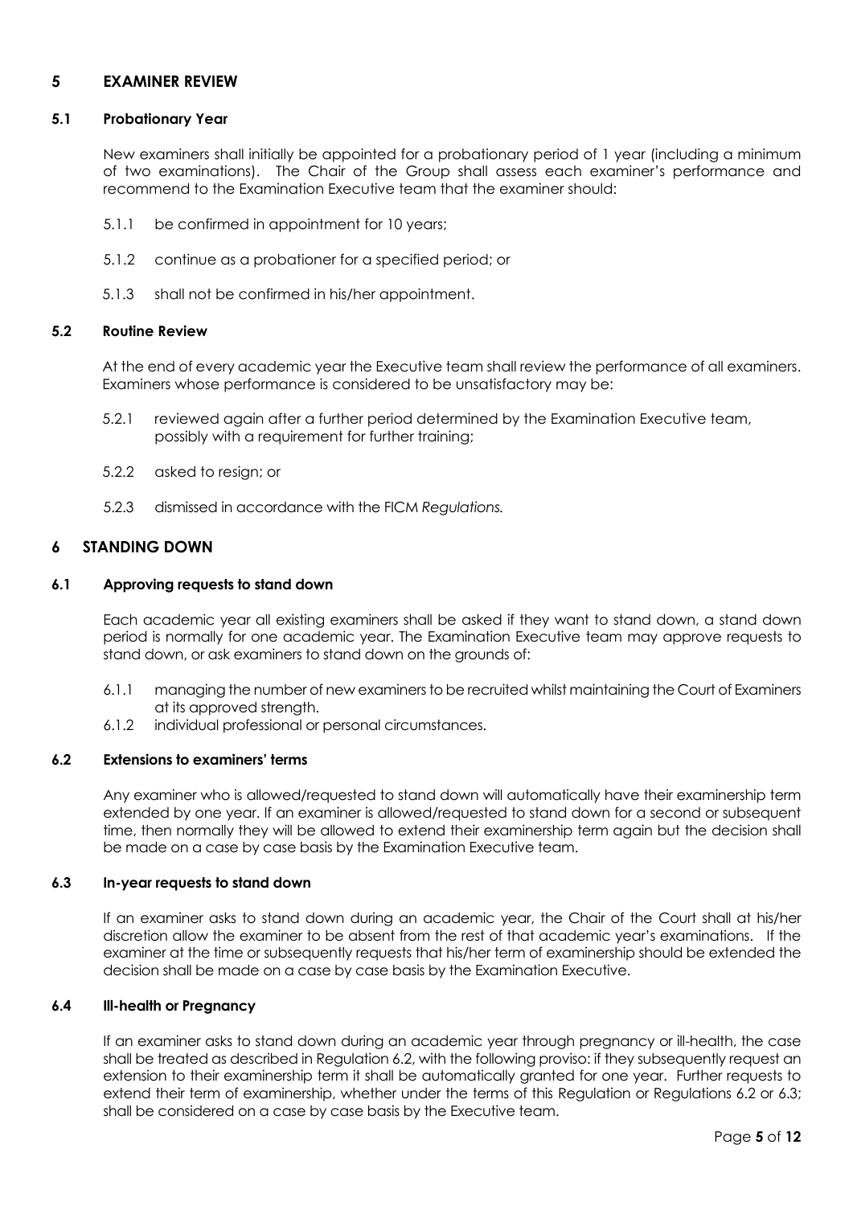## 5 EXAMINER REVIEW

### 5.1 Probationary Year

New examiners shall initially be appointed for a probationary period of 1 year (including a minimum of two examinations). The Chair of the Group shall assess each examiner's performance and recommend to the Examination Executive team that the examiner should:

5.1.1 be confirmed in appointment for 10 years;

5.1.2 continue as a probationer for a specified period; or

5.1.3 shall not be confirmed in his/her appointment.

### 5.2 Routine Review

At the end of every academic year the Executive team shall review the performance of all examiners. Examiners whose performance is considered to be unsatisfactory may be:

5.2.1 reviewed again after a further period determined by the Examination Executive team, possibly with a requirement for further training;

5.2.2 asked to resign; or

5.2.3 dismissed in accordance with the FICM *Regulations.*

## 6 STANDING DOWN

### 6.1 Approving requests to stand down

Each academic year all existing examiners shall be asked if they want to stand down, a stand down period is normally for one academic year. The Examination Executive team may approve requests to stand down, or ask examiners to stand down on the grounds of:

6.1.1 managing the number of new examiners to be recruited whilst maintaining the Court of Examiners at its approved strength.

6.1.2 individual professional or personal circumstances.

### 6.2 Extensions to examiners' terms

Any examiner who is allowed/requested to stand down will automatically have their examinership term extended by one year. If an examiner is allowed/requested to stand down for a second or subsequent time, then normally they will be allowed to extend their examinership term again but the decision shall be made on a case by case basis by the Examination Executive team.

### 6.3 In-year requests to stand down

If an examiner asks to stand down during an academic year, the Chair of the Court shall at his/her discretion allow the examiner to be absent from the rest of that academic year's examinations. If the examiner at the time or subsequently requests that his/her term of examinership should be extended the decision shall be made on a case by case basis by the Examination Executive.

### 6.4 Ill-health or Pregnancy

If an examiner asks to stand down during an academic year through pregnancy or ill-health, the case shall be treated as described in Regulation 6.2, with the following proviso: if they subsequently request an extension to their examinership term it shall be automatically granted for one year. Further requests to extend their term of examinership, whether under the terms of this Regulation or Regulations 6.2 or 6.3; shall be considered on a case by case basis by the Executive team.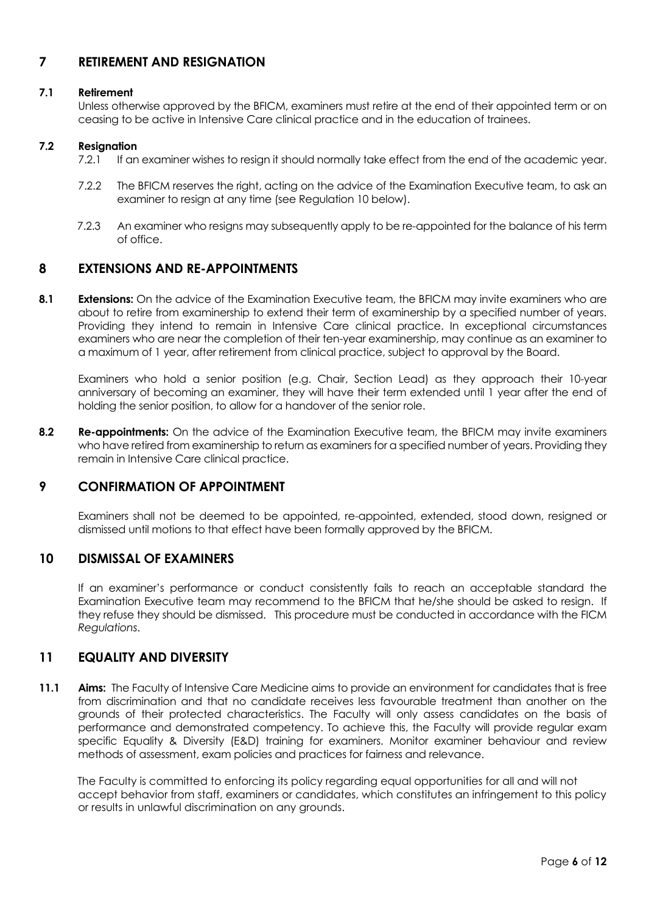## 7 RETIREMENT AND RESIGNATION

### 7.1 Retirement

Unless otherwise approved by the BFICM, examiners must retire at the end of their appointed term or on ceasing to be active in Intensive Care clinical practice and in the education of trainees.

### 7.2 Resignation

7.2.1 If an examiner wishes to resign it should normally take effect from the end of the academic year.

7.2.2 The BFICM reserves the right, acting on the advice of the Examination Executive team, to ask an examiner to resign at any time (see Regulation 10 below).

7.2.3 An examiner who resigns may subsequently apply to be re-appointed for the balance of his term of office.

## 8 EXTENSIONS AND RE-APPOINTMENTS

**8.1 Extensions:** On the advice of the Examination Executive team, the BFICM may invite examiners who are about to retire from examinership to extend their term of examinership by a specified number of years. Providing they intend to remain in Intensive Care clinical practice. In exceptional circumstances examiners who are near the completion of their ten-year examinership, may continue as an examiner to a maximum of 1 year, after retirement from clinical practice, subject to approval by the Board.

Examiners who hold a senior position (e.g. Chair, Section Lead) as they approach their 10-year anniversary of becoming an examiner, they will have their term extended until 1 year after the end of holding the senior position, to allow for a handover of the senior role.

**8.2 Re-appointments:** On the advice of the Examination Executive team, the BFICM may invite examiners who have retired from examinership to return as examiners for a specified number of years. Providing they remain in Intensive Care clinical practice.

## 9 CONFIRMATION OF APPOINTMENT

Examiners shall not be deemed to be appointed, re-appointed, extended, stood down, resigned or dismissed until motions to that effect have been formally approved by the BFICM.

## 10 DISMISSAL OF EXAMINERS

If an examiner's performance or conduct consistently fails to reach an acceptable standard the Examination Executive team may recommend to the BFICM that he/she should be asked to resign. If they refuse they should be dismissed. This procedure must be conducted in accordance with the FICM *Regulations*.

## 11 EQUALITY AND DIVERSITY

**11.1 Aims:** The Faculty of Intensive Care Medicine aims to provide an environment for candidates that is free from discrimination and that no candidate receives less favourable treatment than another on the grounds of their protected characteristics. The Faculty will only assess candidates on the basis of performance and demonstrated competency. To achieve this, the Faculty will provide regular exam specific Equality & Diversity (E&D) training for examiners. Monitor examiner behaviour and review methods of assessment, exam policies and practices for fairness and relevance.

The Faculty is committed to enforcing its policy regarding equal opportunities for all and will not accept behavior from staff, examiners or candidates, which constitutes an infringement to this policy or results in unlawful discrimination on any grounds.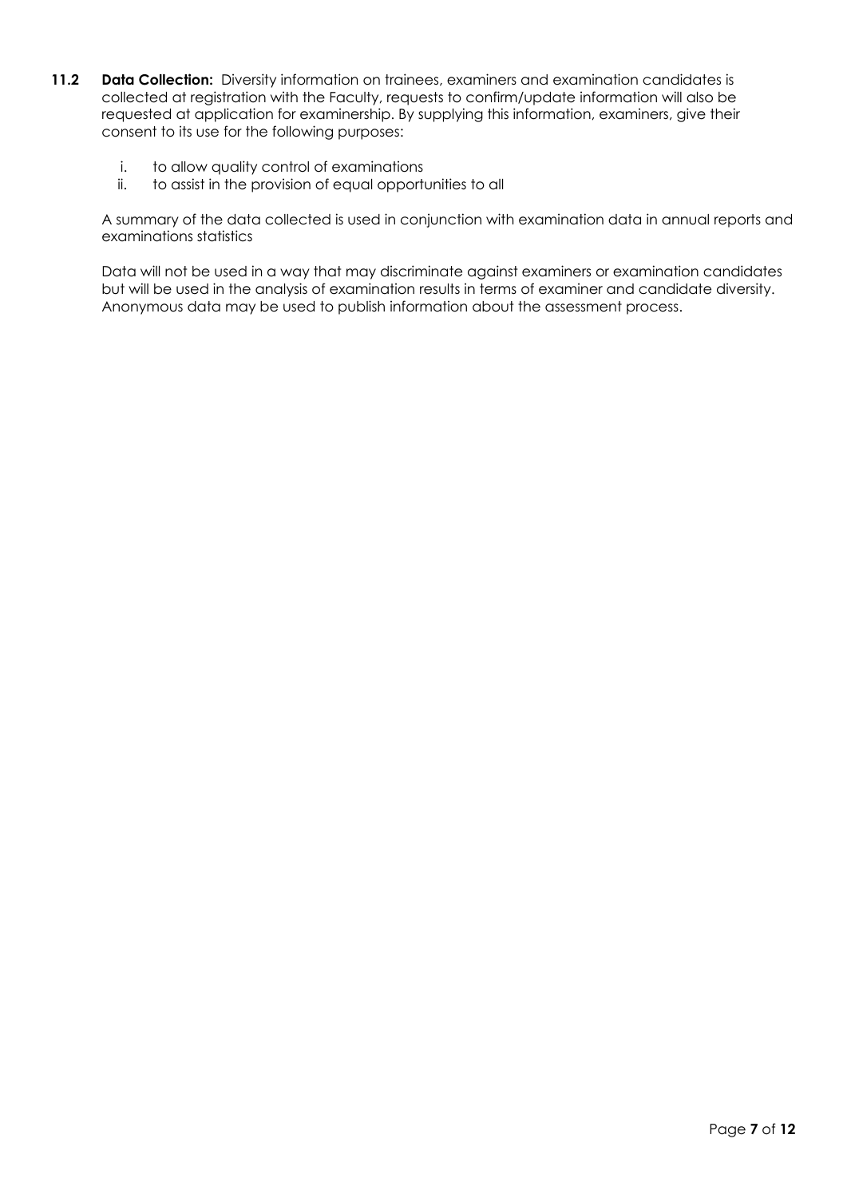**11.2 Data Collection:** Diversity information on trainees, examiners and examination candidates is collected at registration with the Faculty, requests to confirm/update information will also be requested at application for examinership. By supplying this information, examiners, give their consent to its use for the following purposes:

i. to allow quality control of examinations
ii. to assist in the provision of equal opportunities to all

A summary of the data collected is used in conjunction with examination data in annual reports and examinations statistics

Data will not be used in a way that may discriminate against examiners or examination candidates but will be used in the analysis of examination results in terms of examiner and candidate diversity. Anonymous data may be used to publish information about the assessment process.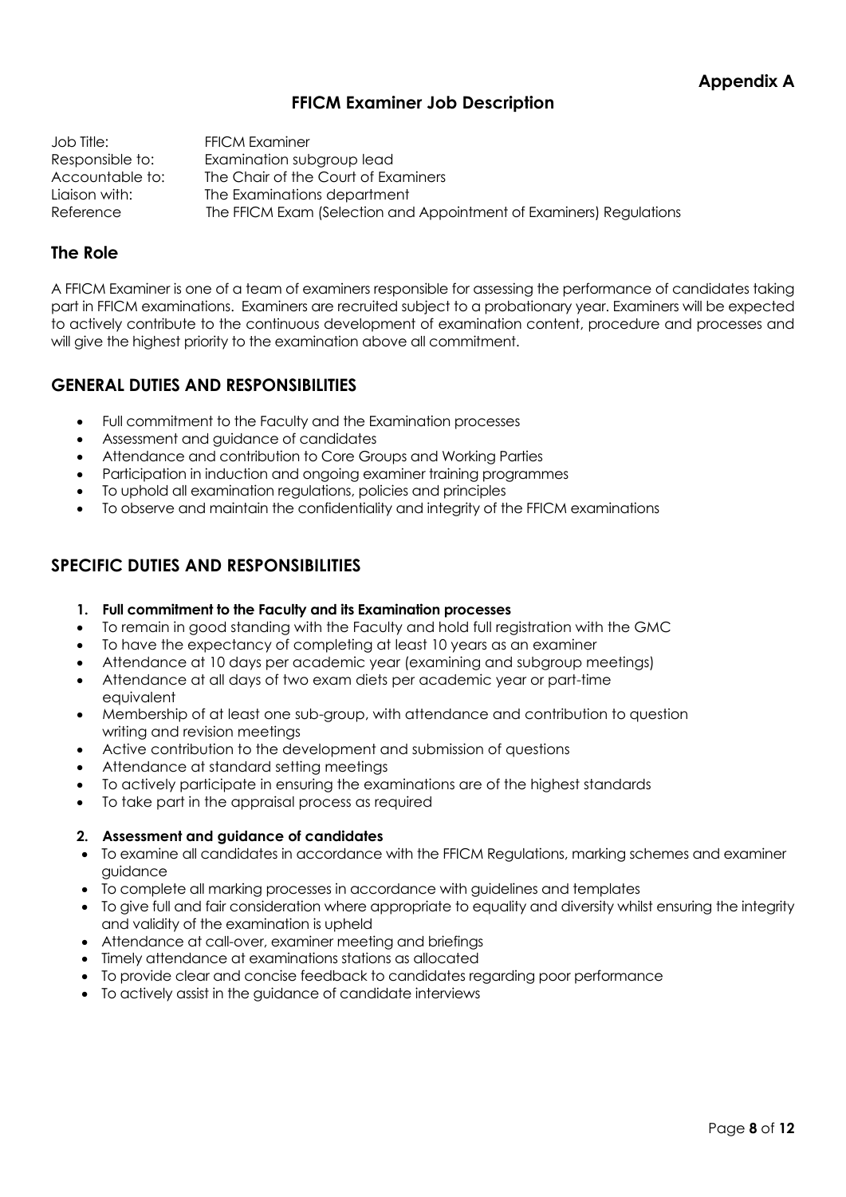**Appendix A**

# FFICM Examiner Job Description

Job Title: FFICM Examiner
Responsible to: Examination subgroup lead
Accountable to: The Chair of the Court of Examiners
Liaison with: The Examinations department
Reference The FFICM Exam (Selection and Appointment of Examiners) Regulations

## The Role

A FFICM Examiner is one of a team of examiners responsible for assessing the performance of candidates taking part in FFICM examinations. Examiners are recruited subject to a probationary year. Examiners will be expected to actively contribute to the continuous development of examination content, procedure and processes and will give the highest priority to the examination above all commitment.

## GENERAL DUTIES AND RESPONSIBILITIES

- Full commitment to the Faculty and the Examination processes
- Assessment and guidance of candidates
- Attendance and contribution to Core Groups and Working Parties
- Participation in induction and ongoing examiner training programmes
- To uphold all examination regulations, policies and principles
- To observe and maintain the confidentiality and integrity of the FFICM examinations

## SPECIFIC DUTIES AND RESPONSIBILITIES

**1. Full commitment to the Faculty and its Examination processes**

- To remain in good standing with the Faculty and hold full registration with the GMC
- To have the expectancy of completing at least 10 years as an examiner
- Attendance at 10 days per academic year (examining and subgroup meetings)
- Attendance at all days of two exam diets per academic year or part-time equivalent
- Membership of at least one sub-group, with attendance and contribution to question writing and revision meetings
- Active contribution to the development and submission of questions
- Attendance at standard setting meetings
- To actively participate in ensuring the examinations are of the highest standards
- To take part in the appraisal process as required

**2. Assessment and guidance of candidates**

- To examine all candidates in accordance with the FFICM Regulations, marking schemes and examiner guidance
- To complete all marking processes in accordance with guidelines and templates
- To give full and fair consideration where appropriate to equality and diversity whilst ensuring the integrity and validity of the examination is upheld
- Attendance at call-over, examiner meeting and briefings
- Timely attendance at examinations stations as allocated
- To provide clear and concise feedback to candidates regarding poor performance
- To actively assist in the guidance of candidate interviews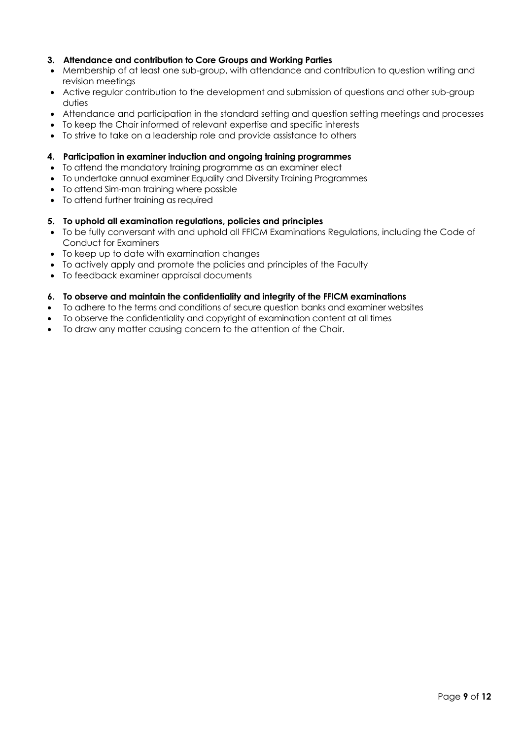**3. Attendance and contribution to Core Groups and Working Parties**

- Membership of at least one sub-group, with attendance and contribution to question writing and revision meetings
- Active regular contribution to the development and submission of questions and other sub-group duties
- Attendance and participation in the standard setting and question setting meetings and processes
- To keep the Chair informed of relevant expertise and specific interests
- To strive to take on a leadership role and provide assistance to others

**4. Participation in examiner induction and ongoing training programmes**

- To attend the mandatory training programme as an examiner elect
- To undertake annual examiner Equality and Diversity Training Programmes
- To attend Sim-man training where possible
- To attend further training as required

**5. To uphold all examination regulations, policies and principles**

- To be fully conversant with and uphold all FFICM Examinations Regulations, including the Code of Conduct for Examiners
- To keep up to date with examination changes
- To actively apply and promote the policies and principles of the Faculty
- To feedback examiner appraisal documents

**6. To observe and maintain the confidentiality and integrity of the FFICM examinations**

- To adhere to the terms and conditions of secure question banks and examiner websites
- To observe the confidentiality and copyright of examination content at all times
- To draw any matter causing concern to the attention of the Chair.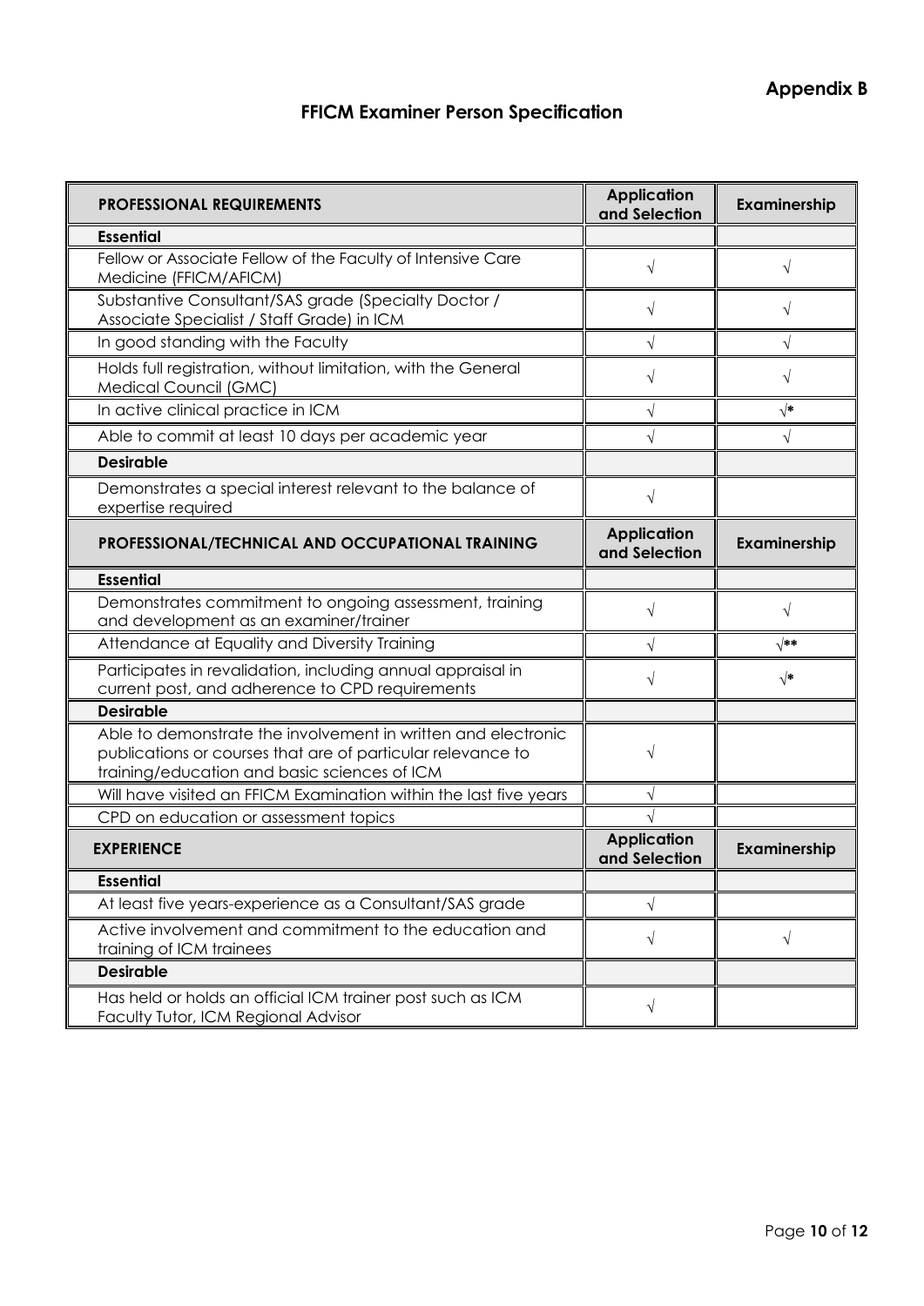**Appendix B**

# FFICM Examiner Person Specification

| PROFESSIONAL REQUIREMENTS | Application and Selection | Examinership |
|---|---|---|
| **Essential** | | |
| Fellow or Associate Fellow of the Faculty of Intensive Care Medicine (FFICM/AFICM) | √ | √ |
| Substantive Consultant/SAS grade (Specialty Doctor / Associate Specialist / Staff Grade) in ICM | √ | √ |
| In good standing with the Faculty | √ | √ |
| Holds full registration, without limitation, with the General Medical Council (GMC) | √ | √ |
| In active clinical practice in ICM | √ | √* |
| Able to commit at least 10 days per academic year | √ | √ |
| **Desirable** | | |
| Demonstrates a special interest relevant to the balance of expertise required | √ | |
| **PROFESSIONAL/TECHNICAL AND OCCUPATIONAL TRAINING** | **Application and Selection** | **Examinership** |
| **Essential** | | |
| Demonstrates commitment to ongoing assessment, training and development as an examiner/trainer | √ | √ |
| Attendance at Equality and Diversity Training | √ | √** |
| Participates in revalidation, including annual appraisal in current post, and adherence to CPD requirements | √ | √* |
| **Desirable** | | |
| Able to demonstrate the involvement in written and electronic publications or courses that are of particular relevance to training/education and basic sciences of ICM | √ | |
| Will have visited an FFICM Examination within the last five years | √ | |
| CPD on education or assessment topics | √ | |
| **EXPERIENCE** | **Application and Selection** | **Examinership** |
| **Essential** | | |
| At least five years-experience as a Consultant/SAS grade | √ | |
| Active involvement and commitment to the education and training of ICM trainees | √ | √ |
| **Desirable** | | |
| Has held or holds an official ICM trainer post such as ICM Faculty Tutor, ICM Regional Advisor | √ | |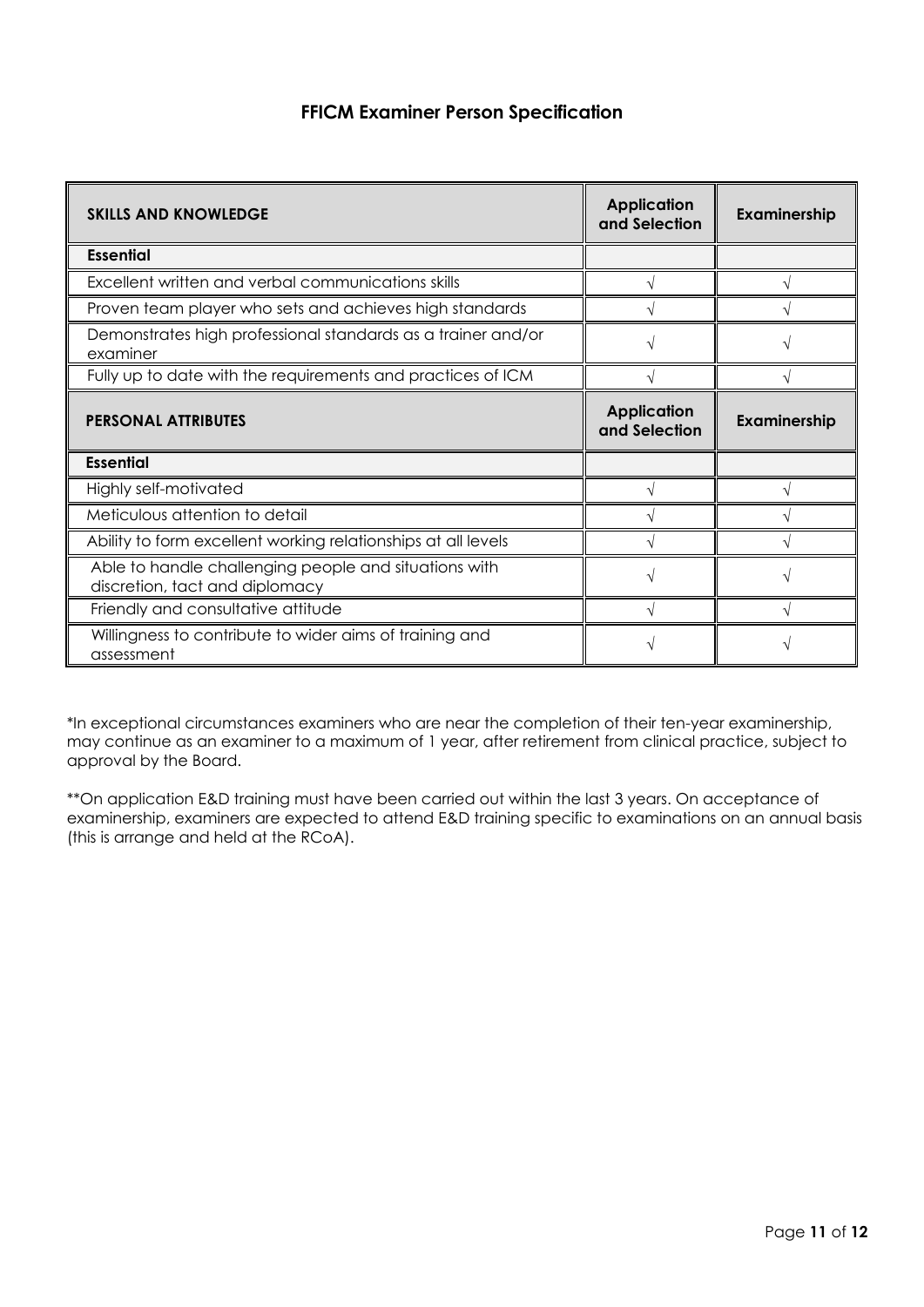## FFICM Examiner Person Specification

| SKILLS AND KNOWLEDGE | Application and Selection | Examinership |
|---|---|---|
| **Essential** | | |
| Excellent written and verbal communications skills | √ | √ |
| Proven team player who sets and achieves high standards | √ | √ |
| Demonstrates high professional standards as a trainer and/or examiner | √ | √ |
| Fully up to date with the requirements and practices of ICM | √ | √ |
| **PERSONAL ATTRIBUTES** | **Application and Selection** | **Examinership** |
| **Essential** | | |
| Highly self-motivated | √ | √ |
| Meticulous attention to detail | √ | √ |
| Ability to form excellent working relationships at all levels | √ | √ |
| Able to handle challenging people and situations with discretion, tact and diplomacy | √ | √ |
| Friendly and consultative attitude | √ | √ |
| Willingness to contribute to wider aims of training and assessment | √ | √ |

*In exceptional circumstances examiners who are near the completion of their ten-year examinership, may continue as an examiner to a maximum of 1 year, after retirement from clinical practice, subject to approval by the Board.

**On application E&D training must have been carried out within the last 3 years. On acceptance of examinership, examiners are expected to attend E&D training specific to examinations on an annual basis (this is arrange and held at the RCoA).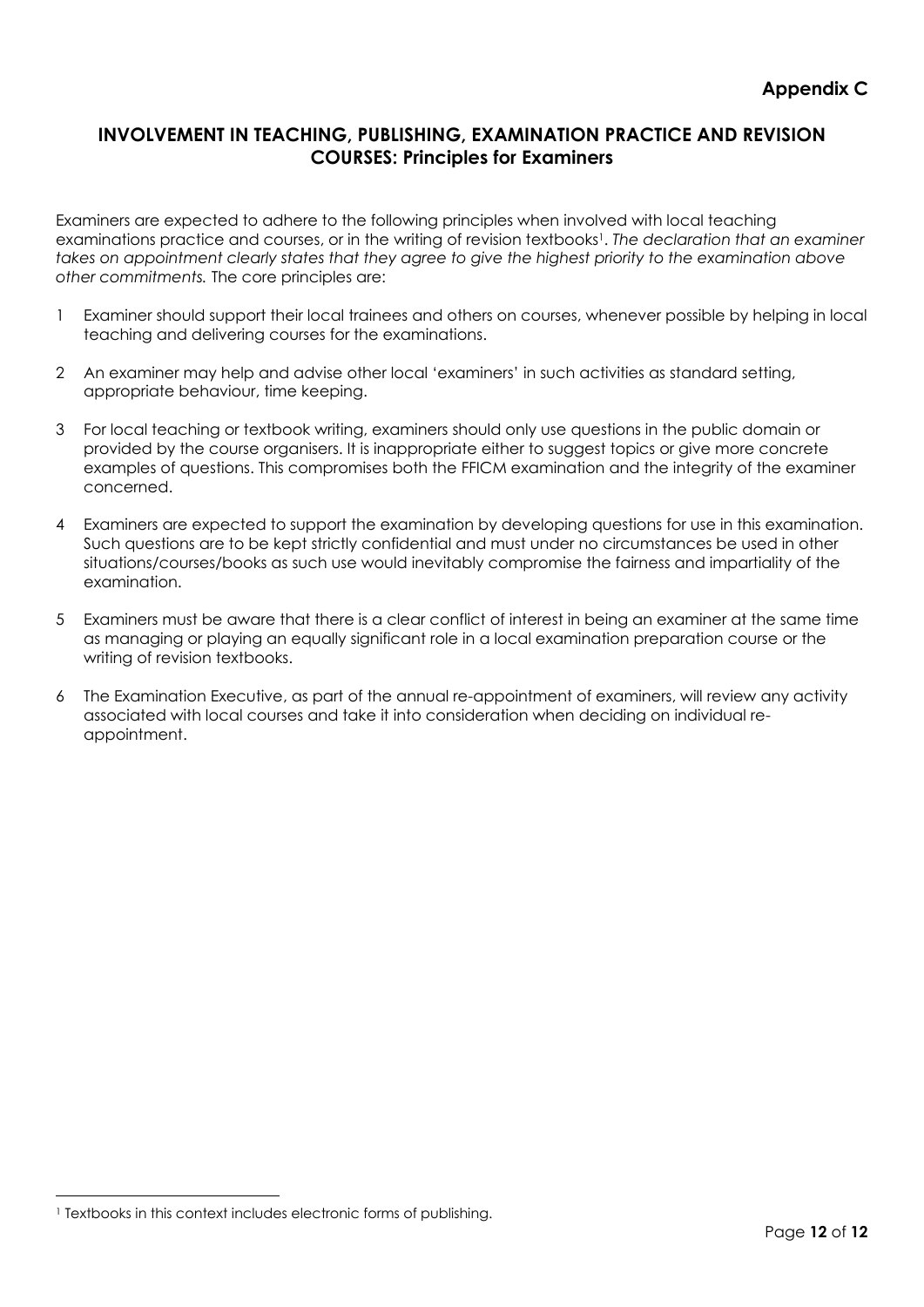**Appendix C**

## INVOLVEMENT IN TEACHING, PUBLISHING, EXAMINATION PRACTICE AND REVISION COURSES: Principles for Examiners

Examiners are expected to adhere to the following principles when involved with local teaching examinations practice and courses, or in the writing of revision textbooks[1]. *The declaration that an examiner takes on appointment clearly states that they agree to give the highest priority to the examination above other commitments.* The core principles are:

1 Examiner should support their local trainees and others on courses, whenever possible by helping in local teaching and delivering courses for the examinations.

2 An examiner may help and advise other local 'examiners' in such activities as standard setting, appropriate behaviour, time keeping.

3 For local teaching or textbook writing, examiners should only use questions in the public domain or provided by the course organisers. It is inappropriate either to suggest topics or give more concrete examples of questions. This compromises both the FFICM examination and the integrity of the examiner concerned.

4 Examiners are expected to support the examination by developing questions for use in this examination. Such questions are to be kept strictly confidential and must under no circumstances be used in other situations/courses/books as such use would inevitably compromise the fairness and impartiality of the examination.

5 Examiners must be aware that there is a clear conflict of interest in being an examiner at the same time as managing or playing an equally significant role in a local examination preparation course or the writing of revision textbooks.

6 The Examination Executive, as part of the annual re-appointment of examiners, will review any activity associated with local courses and take it into consideration when deciding on individual re-appointment.

[1] Textbooks in this context includes electronic forms of publishing.